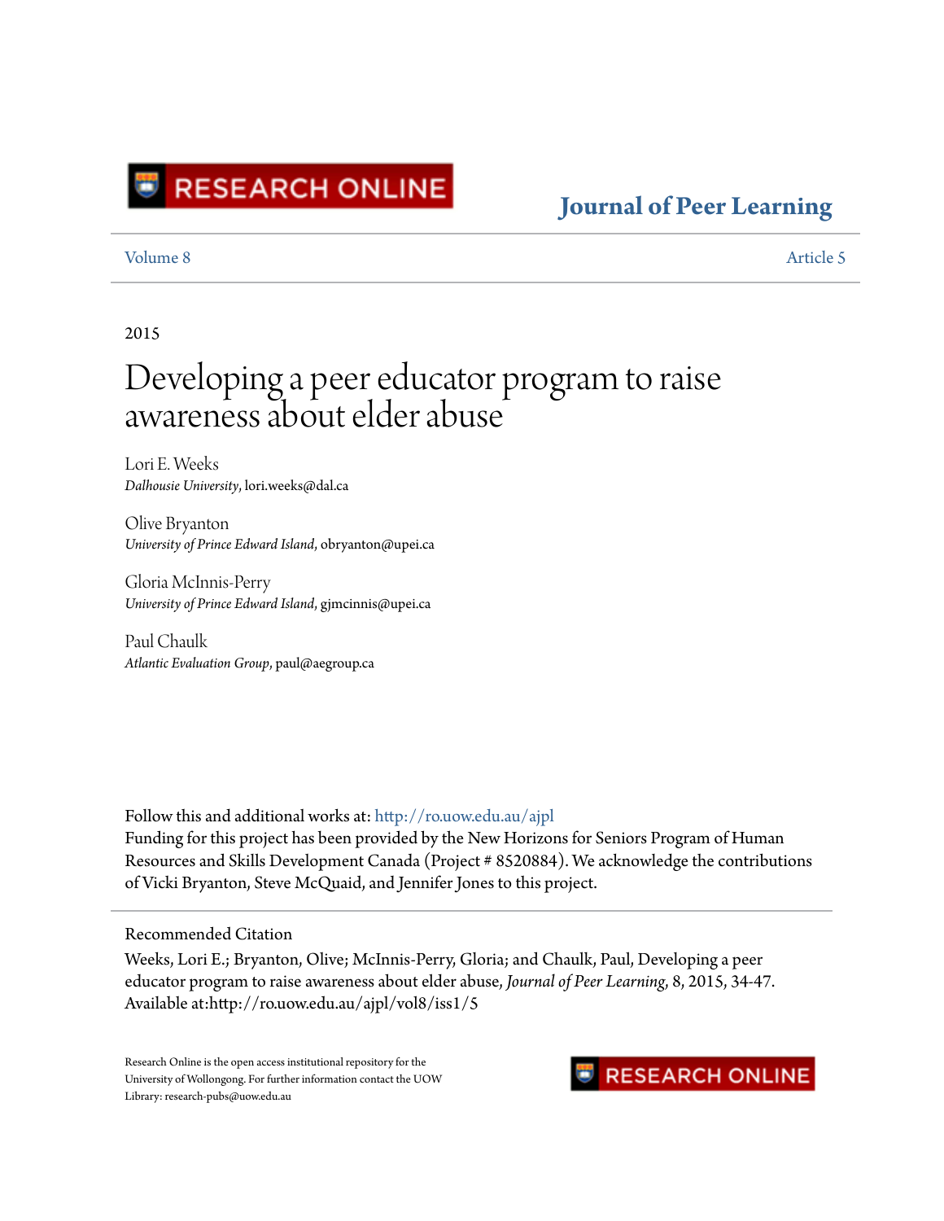RESEARCH ONLINE

# Journal of Peer Learning

Volume 8 | Article 5

2015

# Developing a peer educator program to raise awareness about elder abuse

Lori E. Weeks
*Dalhousie University*, lori.weeks@dal.ca

Olive Bryanton
*University of Prince Edward Island*, obryanton@upei.ca

Gloria McInnis-Perry
*University of Prince Edward Island*, gjmcinnis@upei.ca

Paul Chaulk
*Atlantic Evaluation Group*, paul@aegroup.ca

Follow this and additional works at: http://ro.uow.edu.au/ajpl

Funding for this project has been provided by the New Horizons for Seniors Program of Human Resources and Skills Development Canada (Project # 8520884). We acknowledge the contributions of Vicki Bryanton, Steve McQuaid, and Jennifer Jones to this project.

## Recommended Citation

Weeks, Lori E.; Bryanton, Olive; McInnis-Perry, Gloria; and Chaulk, Paul, Developing a peer educator program to raise awareness about elder abuse, *Journal of Peer Learning*, 8, 2015, 34-47.
Available at:http://ro.uow.edu.au/ajpl/vol8/iss1/5

Research Online is the open access institutional repository for the University of Wollongong. For further information contact the UOW Library: research-pubs@uow.edu.au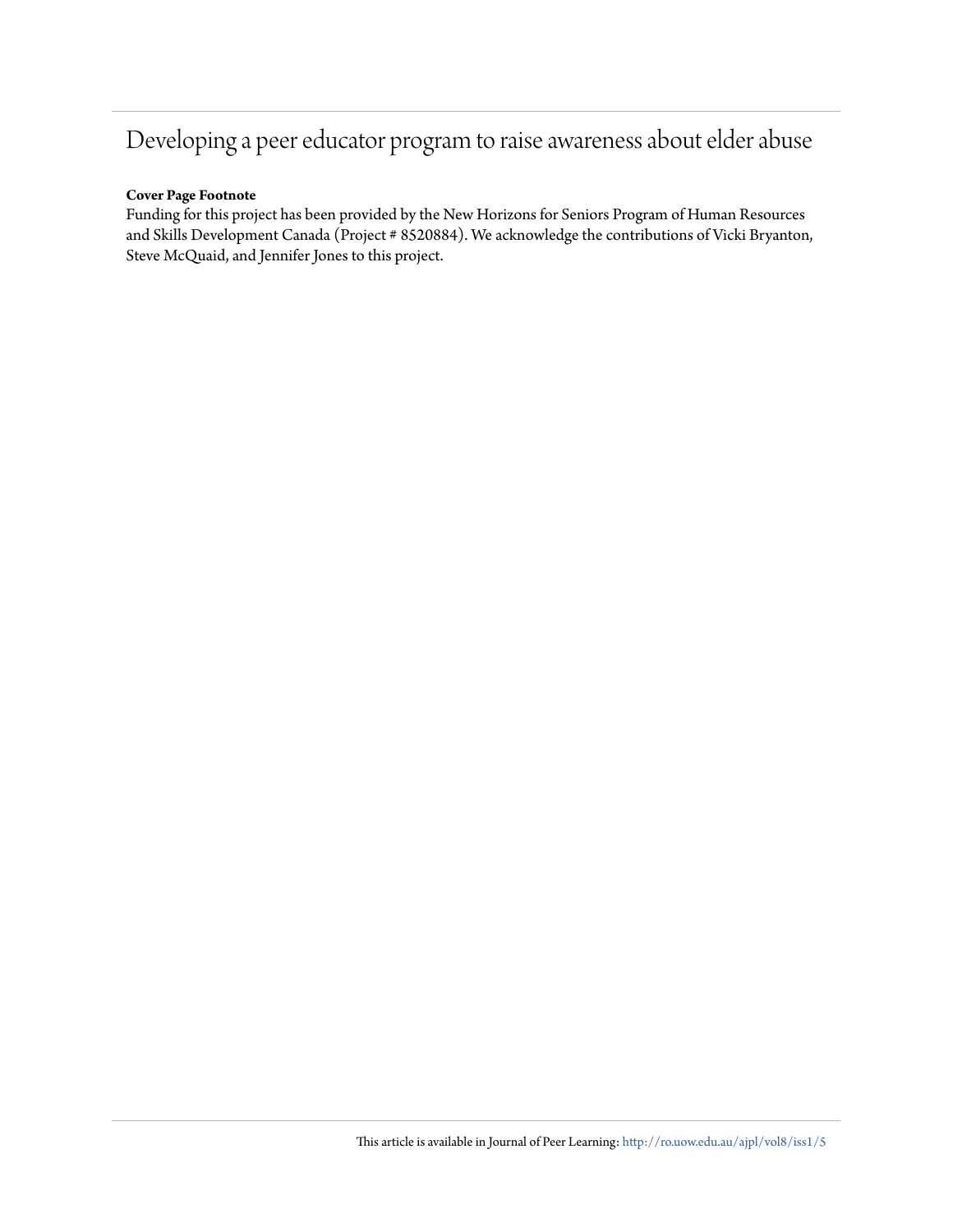# Developing a peer educator program to raise awareness about elder abuse

**Cover Page Footnote**

Funding for this project has been provided by the New Horizons for Seniors Program of Human Resources and Skills Development Canada (Project # 8520884). We acknowledge the contributions of Vicki Bryanton, Steve McQuaid, and Jennifer Jones to this project.

This article is available in Journal of Peer Learning: http://ro.uow.edu.au/ajpl/vol8/iss1/5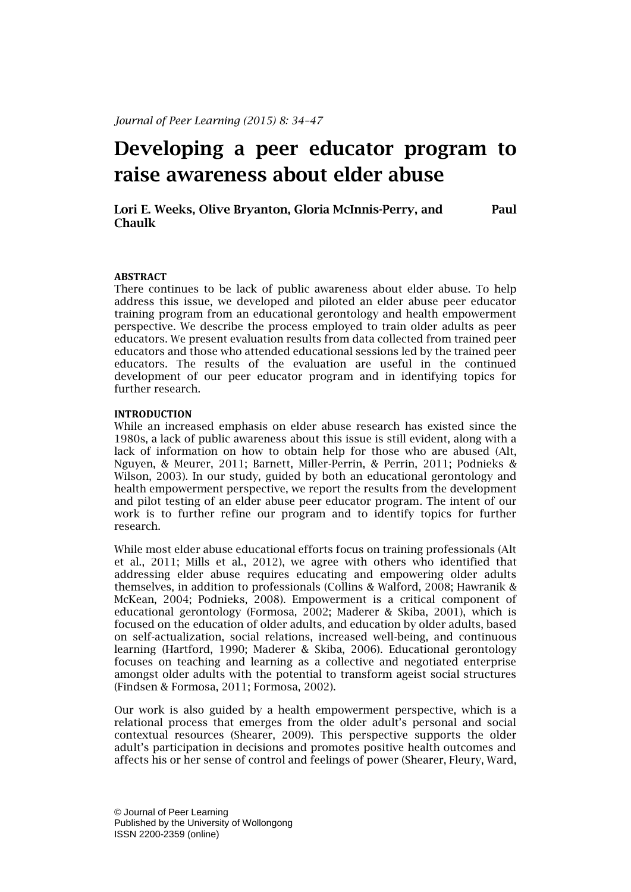*Journal of Peer Learning (2015) 8: 34–47*

# Developing a peer educator program to raise awareness about elder abuse

**Lori E. Weeks, Olive Bryanton, Gloria McInnis-Perry, and Paul Chaulk**

#### ABSTRACT

There continues to be lack of public awareness about elder abuse. To help address this issue, we developed and piloted an elder abuse peer educator training program from an educational gerontology and health empowerment perspective. We describe the process employed to train older adults as peer educators. We present evaluation results from data collected from trained peer educators and those who attended educational sessions led by the trained peer educators. The results of the evaluation are useful in the continued development of our peer educator program and in identifying topics for further research.

#### INTRODUCTION

While an increased emphasis on elder abuse research has existed since the 1980s, a lack of public awareness about this issue is still evident, along with a lack of information on how to obtain help for those who are abused (Alt, Nguyen, & Meurer, 2011; Barnett, Miller-Perrin, & Perrin, 2011; Podnieks & Wilson, 2003). In our study, guided by both an educational gerontology and health empowerment perspective, we report the results from the development and pilot testing of an elder abuse peer educator program. The intent of our work is to further refine our program and to identify topics for further research.

While most elder abuse educational efforts focus on training professionals (Alt et al., 2011; Mills et al., 2012), we agree with others who identified that addressing elder abuse requires educating and empowering older adults themselves, in addition to professionals (Collins & Walford, 2008; Hawranik & McKean, 2004; Podnieks, 2008). Empowerment is a critical component of educational gerontology (Formosa, 2002; Maderer & Skiba, 2001), which is focused on the education of older adults, and education by older adults, based on self-actualization, social relations, increased well-being, and continuous learning (Hartford, 1990; Maderer & Skiba, 2006). Educational gerontology focuses on teaching and learning as a collective and negotiated enterprise amongst older adults with the potential to transform ageist social structures (Findsen & Formosa, 2011; Formosa, 2002).

Our work is also guided by a health empowerment perspective, which is a relational process that emerges from the older adult's personal and social contextual resources (Shearer, 2009). This perspective supports the older adult's participation in decisions and promotes positive health outcomes and affects his or her sense of control and feelings of power (Shearer, Fleury, Ward,

© Journal of Peer Learning
Published by the University of Wollongong
ISSN 2200-2359 (online)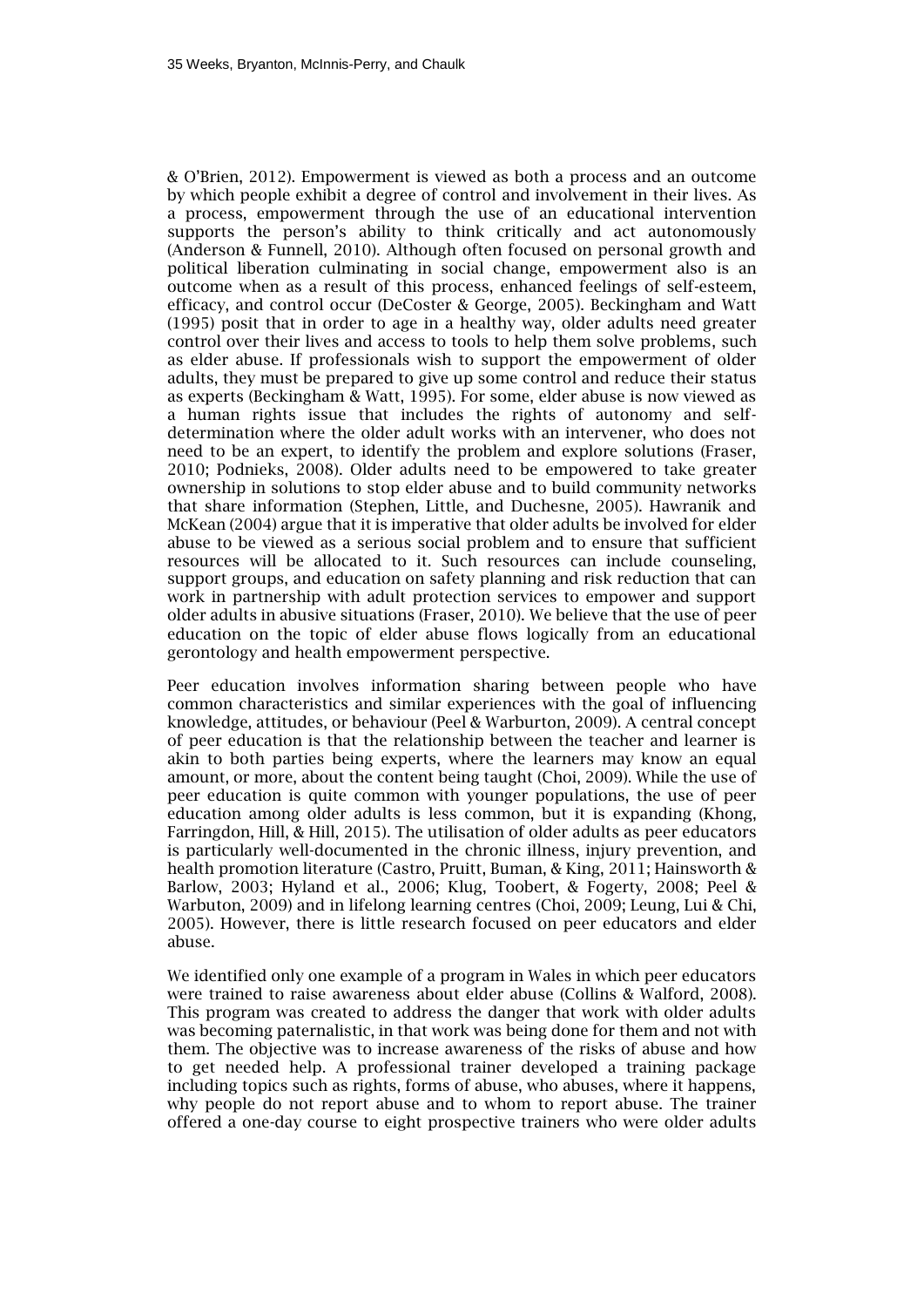& O'Brien, 2012). Empowerment is viewed as both a process and an outcome by which people exhibit a degree of control and involvement in their lives. As a process, empowerment through the use of an educational intervention supports the person's ability to think critically and act autonomously (Anderson & Funnell, 2010). Although often focused on personal growth and political liberation culminating in social change, empowerment also is an outcome when as a result of this process, enhanced feelings of self-esteem, efficacy, and control occur (DeCoster & George, 2005). Beckingham and Watt (1995) posit that in order to age in a healthy way, older adults need greater control over their lives and access to tools to help them solve problems, such as elder abuse. If professionals wish to support the empowerment of older adults, they must be prepared to give up some control and reduce their status as experts (Beckingham & Watt, 1995). For some, elder abuse is now viewed as a human rights issue that includes the rights of autonomy and self-determination where the older adult works with an intervener, who does not need to be an expert, to identify the problem and explore solutions (Fraser, 2010; Podnieks, 2008). Older adults need to be empowered to take greater ownership in solutions to stop elder abuse and to build community networks that share information (Stephen, Little, and Duchesne, 2005). Hawranik and McKean (2004) argue that it is imperative that older adults be involved for elder abuse to be viewed as a serious social problem and to ensure that sufficient resources will be allocated to it. Such resources can include counseling, support groups, and education on safety planning and risk reduction that can work in partnership with adult protection services to empower and support older adults in abusive situations (Fraser, 2010). We believe that the use of peer education on the topic of elder abuse flows logically from an educational gerontology and health empowerment perspective.

Peer education involves information sharing between people who have common characteristics and similar experiences with the goal of influencing knowledge, attitudes, or behaviour (Peel & Warburton, 2009). A central concept of peer education is that the relationship between the teacher and learner is akin to both parties being experts, where the learners may know an equal amount, or more, about the content being taught (Choi, 2009). While the use of peer education is quite common with younger populations, the use of peer education among older adults is less common, but it is expanding (Khong, Farringdon, Hill, & Hill, 2015). The utilisation of older adults as peer educators is particularly well-documented in the chronic illness, injury prevention, and health promotion literature (Castro, Pruitt, Buman, & King, 2011; Hainsworth & Barlow, 2003; Hyland et al., 2006; Klug, Toobert, & Fogerty, 2008; Peel & Warbuton, 2009) and in lifelong learning centres (Choi, 2009; Leung, Lui & Chi, 2005). However, there is little research focused on peer educators and elder abuse.

We identified only one example of a program in Wales in which peer educators were trained to raise awareness about elder abuse (Collins & Walford, 2008). This program was created to address the danger that work with older adults was becoming paternalistic, in that work was being done for them and not with them. The objective was to increase awareness of the risks of abuse and how to get needed help. A professional trainer developed a training package including topics such as rights, forms of abuse, who abuses, where it happens, why people do not report abuse and to whom to report abuse. The trainer offered a one-day course to eight prospective trainers who were older adults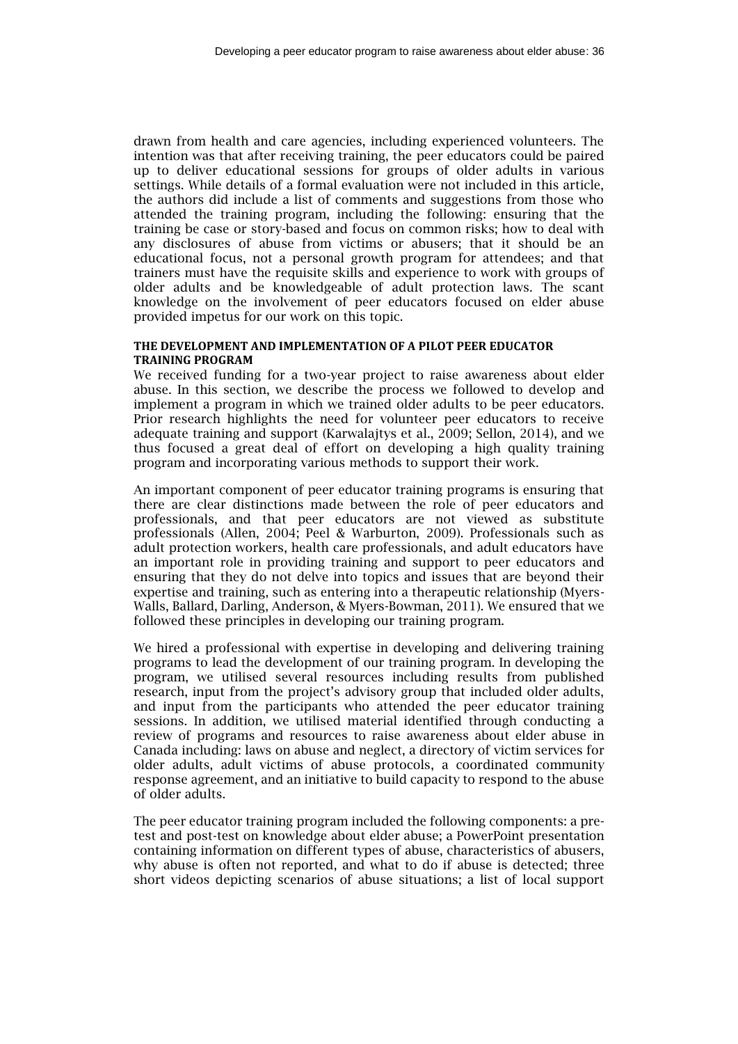drawn from health and care agencies, including experienced volunteers. The intention was that after receiving training, the peer educators could be paired up to deliver educational sessions for groups of older adults in various settings. While details of a formal evaluation were not included in this article, the authors did include a list of comments and suggestions from those who attended the training program, including the following: ensuring that the training be case or story-based and focus on common risks; how to deal with any disclosures of abuse from victims or abusers; that it should be an educational focus, not a personal growth program for attendees; and that trainers must have the requisite skills and experience to work with groups of older adults and be knowledgeable of adult protection laws. The scant knowledge on the involvement of peer educators focused on elder abuse provided impetus for our work on this topic.

#### THE DEVELOPMENT AND IMPLEMENTATION OF A PILOT PEER EDUCATOR TRAINING PROGRAM

We received funding for a two-year project to raise awareness about elder abuse. In this section, we describe the process we followed to develop and implement a program in which we trained older adults to be peer educators. Prior research highlights the need for volunteer peer educators to receive adequate training and support (Karwalajtys et al., 2009; Sellon, 2014), and we thus focused a great deal of effort on developing a high quality training program and incorporating various methods to support their work.

An important component of peer educator training programs is ensuring that there are clear distinctions made between the role of peer educators and professionals, and that peer educators are not viewed as substitute professionals (Allen, 2004; Peel & Warburton, 2009). Professionals such as adult protection workers, health care professionals, and adult educators have an important role in providing training and support to peer educators and ensuring that they do not delve into topics and issues that are beyond their expertise and training, such as entering into a therapeutic relationship (Myers-Walls, Ballard, Darling, Anderson, & Myers-Bowman, 2011). We ensured that we followed these principles in developing our training program.

We hired a professional with expertise in developing and delivering training programs to lead the development of our training program. In developing the program, we utilised several resources including results from published research, input from the project's advisory group that included older adults, and input from the participants who attended the peer educator training sessions. In addition, we utilised material identified through conducting a review of programs and resources to raise awareness about elder abuse in Canada including: laws on abuse and neglect, a directory of victim services for older adults, adult victims of abuse protocols, a coordinated community response agreement, and an initiative to build capacity to respond to the abuse of older adults.

The peer educator training program included the following components: a pre-test and post-test on knowledge about elder abuse; a PowerPoint presentation containing information on different types of abuse, characteristics of abusers, why abuse is often not reported, and what to do if abuse is detected; three short videos depicting scenarios of abuse situations; a list of local support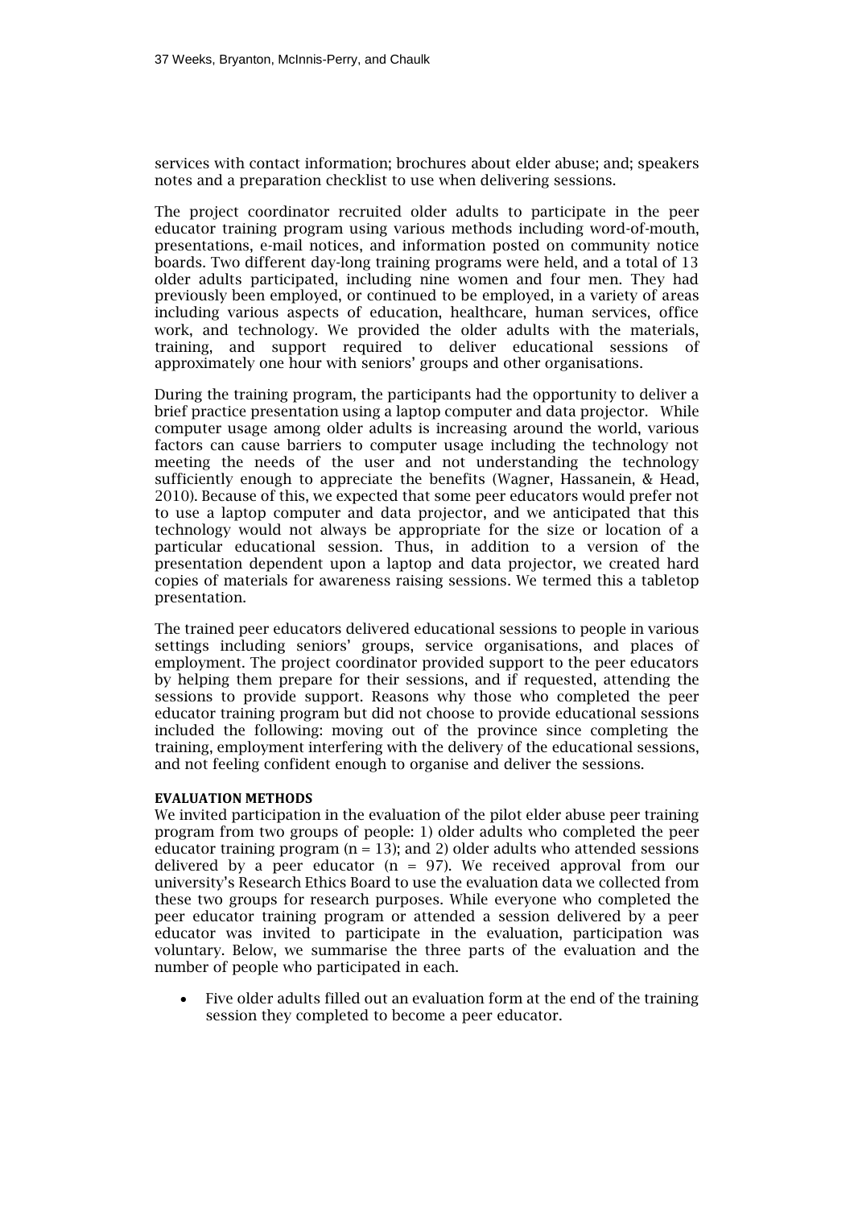services with contact information; brochures about elder abuse; and; speakers notes and a preparation checklist to use when delivering sessions.

The project coordinator recruited older adults to participate in the peer educator training program using various methods including word-of-mouth, presentations, e-mail notices, and information posted on community notice boards. Two different day-long training programs were held, and a total of 13 older adults participated, including nine women and four men. They had previously been employed, or continued to be employed, in a variety of areas including various aspects of education, healthcare, human services, office work, and technology. We provided the older adults with the materials, training, and support required to deliver educational sessions of approximately one hour with seniors' groups and other organisations.

During the training program, the participants had the opportunity to deliver a brief practice presentation using a laptop computer and data projector. While computer usage among older adults is increasing around the world, various factors can cause barriers to computer usage including the technology not meeting the needs of the user and not understanding the technology sufficiently enough to appreciate the benefits (Wagner, Hassanein, & Head, 2010). Because of this, we expected that some peer educators would prefer not to use a laptop computer and data projector, and we anticipated that this technology would not always be appropriate for the size or location of a particular educational session. Thus, in addition to a version of the presentation dependent upon a laptop and data projector, we created hard copies of materials for awareness raising sessions. We termed this a tabletop presentation.

The trained peer educators delivered educational sessions to people in various settings including seniors' groups, service organisations, and places of employment. The project coordinator provided support to the peer educators by helping them prepare for their sessions, and if requested, attending the sessions to provide support. Reasons why those who completed the peer educator training program but did not choose to provide educational sessions included the following: moving out of the province since completing the training, employment interfering with the delivery of the educational sessions, and not feeling confident enough to organise and deliver the sessions.

**EVALUATION METHODS**

We invited participation in the evaluation of the pilot elder abuse peer training program from two groups of people: 1) older adults who completed the peer educator training program ($n = 13$); and 2) older adults who attended sessions delivered by a peer educator ($n = 97$). We received approval from our university's Research Ethics Board to use the evaluation data we collected from these two groups for research purposes. While everyone who completed the peer educator training program or attended a session delivered by a peer educator was invited to participate in the evaluation, participation was voluntary. Below, we summarise the three parts of the evaluation and the number of people who participated in each.

- Five older adults filled out an evaluation form at the end of the training session they completed to become a peer educator.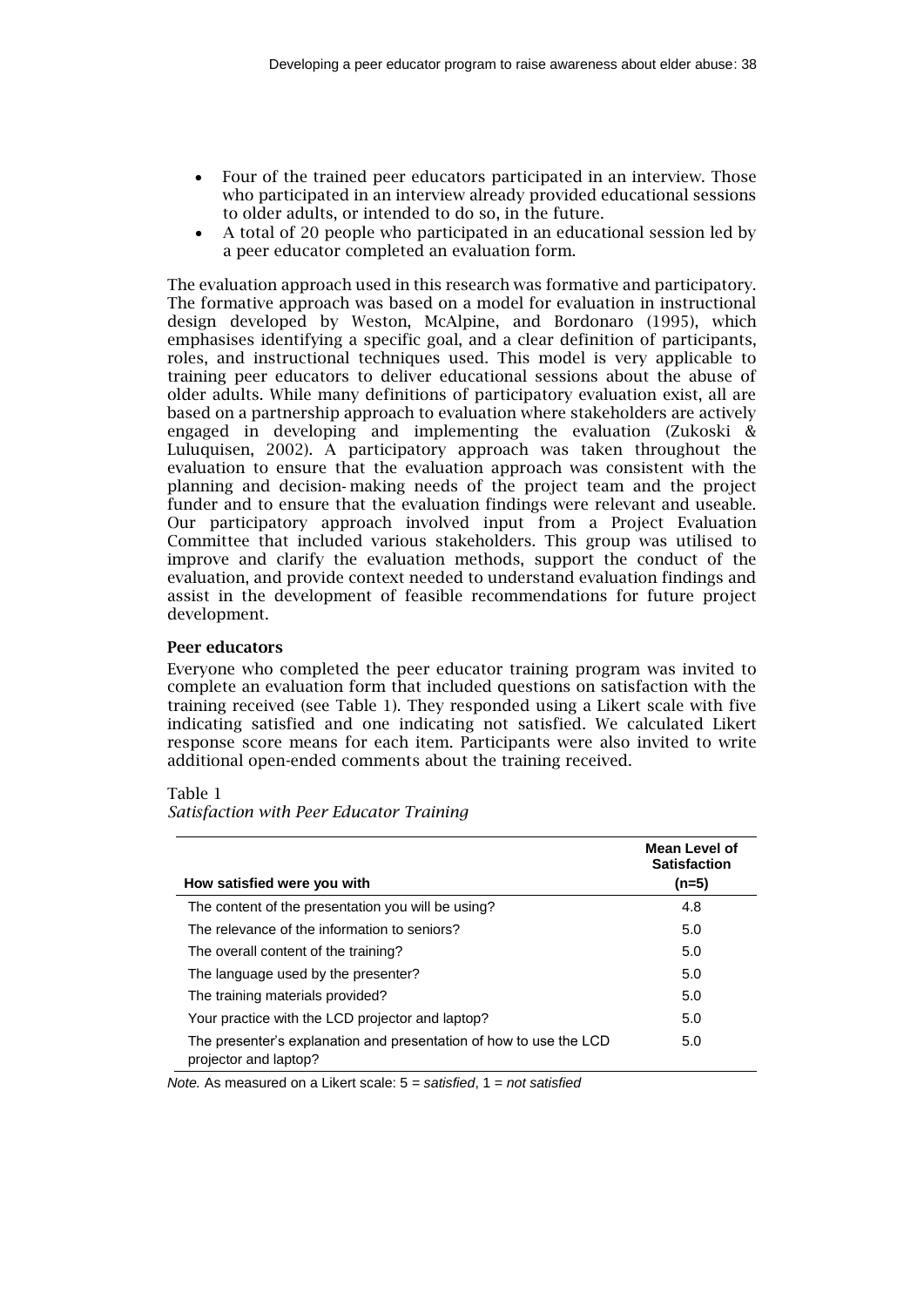- Four of the trained peer educators participated in an interview. Those who participated in an interview already provided educational sessions to older adults, or intended to do so, in the future.
- A total of 20 people who participated in an educational session led by a peer educator completed an evaluation form.

The evaluation approach used in this research was formative and participatory. The formative approach was based on a model for evaluation in instructional design developed by Weston, McAlpine, and Bordonaro (1995), which emphasises identifying a specific goal, and a clear definition of participants, roles, and instructional techniques used. This model is very applicable to training peer educators to deliver educational sessions about the abuse of older adults. While many definitions of participatory evaluation exist, all are based on a partnership approach to evaluation where stakeholders are actively engaged in developing and implementing the evaluation (Zukoski & Luluquisen, 2002). A participatory approach was taken throughout the evaluation to ensure that the evaluation approach was consistent with the planning and decision-making needs of the project team and the project funder and to ensure that the evaluation findings were relevant and useable. Our participatory approach involved input from a Project Evaluation Committee that included various stakeholders. This group was utilised to improve and clarify the evaluation methods, support the conduct of the evaluation, and provide context needed to understand evaluation findings and assist in the development of feasible recommendations for future project development.

### Peer educators

Everyone who completed the peer educator training program was invited to complete an evaluation form that included questions on satisfaction with the training received (see Table 1). They responded using a Likert scale with five indicating satisfied and one indicating not satisfied. We calculated Likert response score means for each item. Participants were also invited to write additional open-ended comments about the training received.

Table 1
*Satisfaction with Peer Educator Training*

| How satisfied were you with | Mean Level of Satisfaction (n=5) |
|---|---|
| The content of the presentation you will be using? | 4.8 |
| The relevance of the information to seniors? | 5.0 |
| The overall content of the training? | 5.0 |
| The language used by the presenter? | 5.0 |
| The training materials provided? | 5.0 |
| Your practice with the LCD projector and laptop? | 5.0 |
| The presenter's explanation and presentation of how to use the LCD projector and laptop? | 5.0 |

*Note.* As measured on a Likert scale: 5 = *satisfied*, 1 = *not satisfied*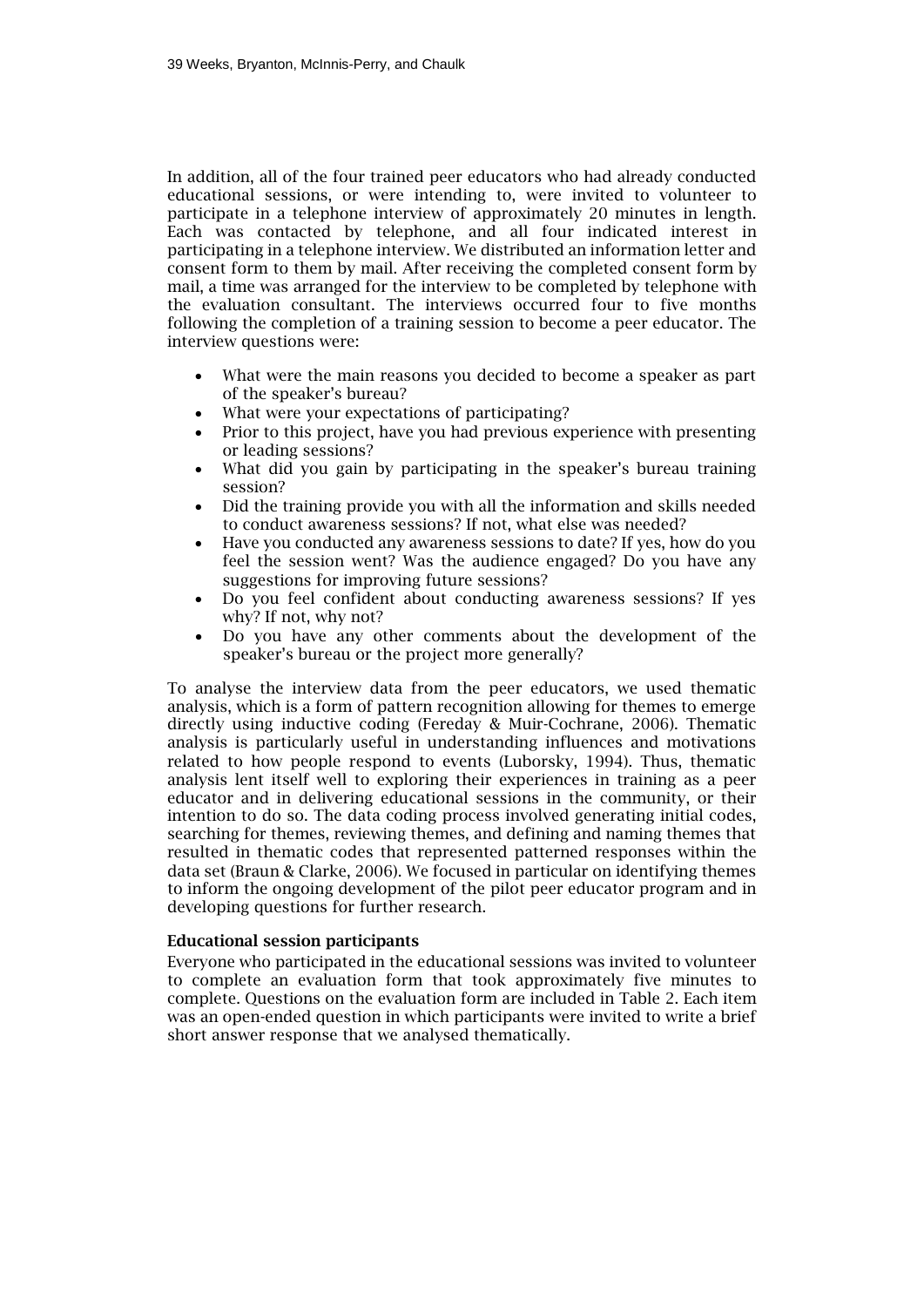In addition, all of the four trained peer educators who had already conducted educational sessions, or were intending to, were invited to volunteer to participate in a telephone interview of approximately 20 minutes in length. Each was contacted by telephone, and all four indicated interest in participating in a telephone interview. We distributed an information letter and consent form to them by mail. After receiving the completed consent form by mail, a time was arranged for the interview to be completed by telephone with the evaluation consultant. The interviews occurred four to five months following the completion of a training session to become a peer educator. The interview questions were:

- What were the main reasons you decided to become a speaker as part of the speaker's bureau?
- What were your expectations of participating?
- Prior to this project, have you had previous experience with presenting or leading sessions?
- What did you gain by participating in the speaker's bureau training session?
- Did the training provide you with all the information and skills needed to conduct awareness sessions? If not, what else was needed?
- Have you conducted any awareness sessions to date? If yes, how do you feel the session went? Was the audience engaged? Do you have any suggestions for improving future sessions?
- Do you feel confident about conducting awareness sessions? If yes why? If not, why not?
- Do you have any other comments about the development of the speaker's bureau or the project more generally?

To analyse the interview data from the peer educators, we used thematic analysis, which is a form of pattern recognition allowing for themes to emerge directly using inductive coding (Fereday & Muir-Cochrane, 2006). Thematic analysis is particularly useful in understanding influences and motivations related to how people respond to events (Luborsky, 1994). Thus, thematic analysis lent itself well to exploring their experiences in training as a peer educator and in delivering educational sessions in the community, or their intention to do so. The data coding process involved generating initial codes, searching for themes, reviewing themes, and defining and naming themes that resulted in thematic codes that represented patterned responses within the data set (Braun & Clarke, 2006). We focused in particular on identifying themes to inform the ongoing development of the pilot peer educator program and in developing questions for further research.

**Educational session participants**

Everyone who participated in the educational sessions was invited to volunteer to complete an evaluation form that took approximately five minutes to complete. Questions on the evaluation form are included in Table 2. Each item was an open-ended question in which participants were invited to write a brief short answer response that we analysed thematically.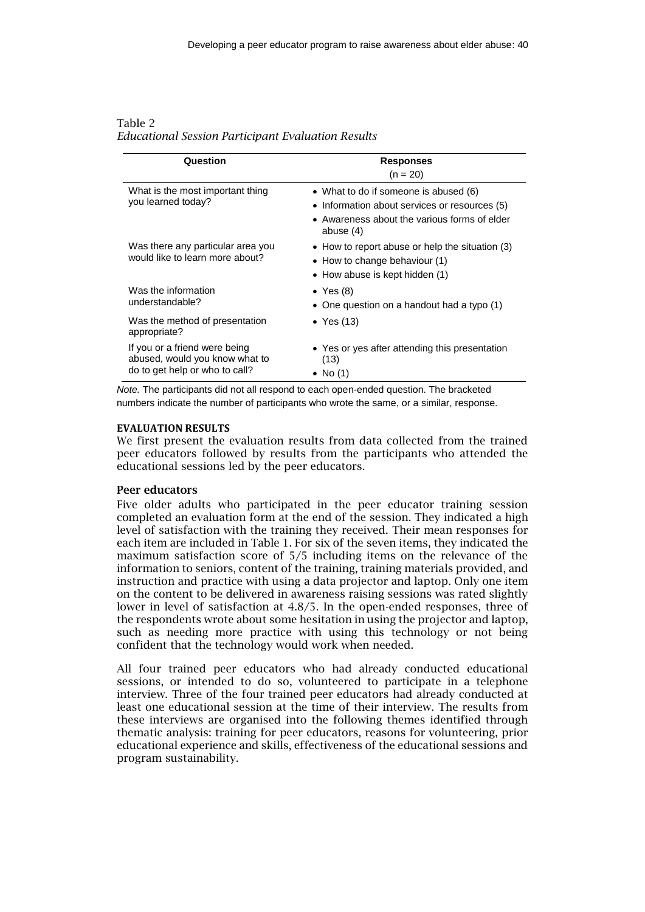Table 2
*Educational Session Participant Evaluation Results*

| Question | Responses (n = 20) |
|---|---|
| What is the most important thing you learned today? | • What to do if someone is abused (6)<br>• Information about services or resources (5)<br>• Awareness about the various forms of elder abuse (4) |
| Was there any particular area you would like to learn more about? | • How to report abuse or help the situation (3)<br>• How to change behaviour (1)<br>• How abuse is kept hidden (1) |
| Was the information understandable? | • Yes (8)<br>• One question on a handout had a typo (1) |
| Was the method of presentation appropriate? | • Yes (13) |
| If you or a friend were being abused, would you know what to do to get help or who to call? | • Yes or yes after attending this presentation (13)<br>• No (1) |

*Note.* The participants did not all respond to each open-ended question. The bracketed numbers indicate the number of participants who wrote the same, or a similar, response.

## EVALUATION RESULTS

We first present the evaluation results from data collected from the trained peer educators followed by results from the participants who attended the educational sessions led by the peer educators.

### Peer educators

Five older adults who participated in the peer educator training session completed an evaluation form at the end of the session. They indicated a high level of satisfaction with the training they received. Their mean responses for each item are included in Table 1. For six of the seven items, they indicated the maximum satisfaction score of 5/5 including items on the relevance of the information to seniors, content of the training, training materials provided, and instruction and practice with using a data projector and laptop. Only one item on the content to be delivered in awareness raising sessions was rated slightly lower in level of satisfaction at 4.8/5. In the open-ended responses, three of the respondents wrote about some hesitation in using the projector and laptop, such as needing more practice with using this technology or not being confident that the technology would work when needed.

All four trained peer educators who had already conducted educational sessions, or intended to do so, volunteered to participate in a telephone interview. Three of the four trained peer educators had already conducted at least one educational session at the time of their interview. The results from these interviews are organised into the following themes identified through thematic analysis: training for peer educators, reasons for volunteering, prior educational experience and skills, effectiveness of the educational sessions and program sustainability.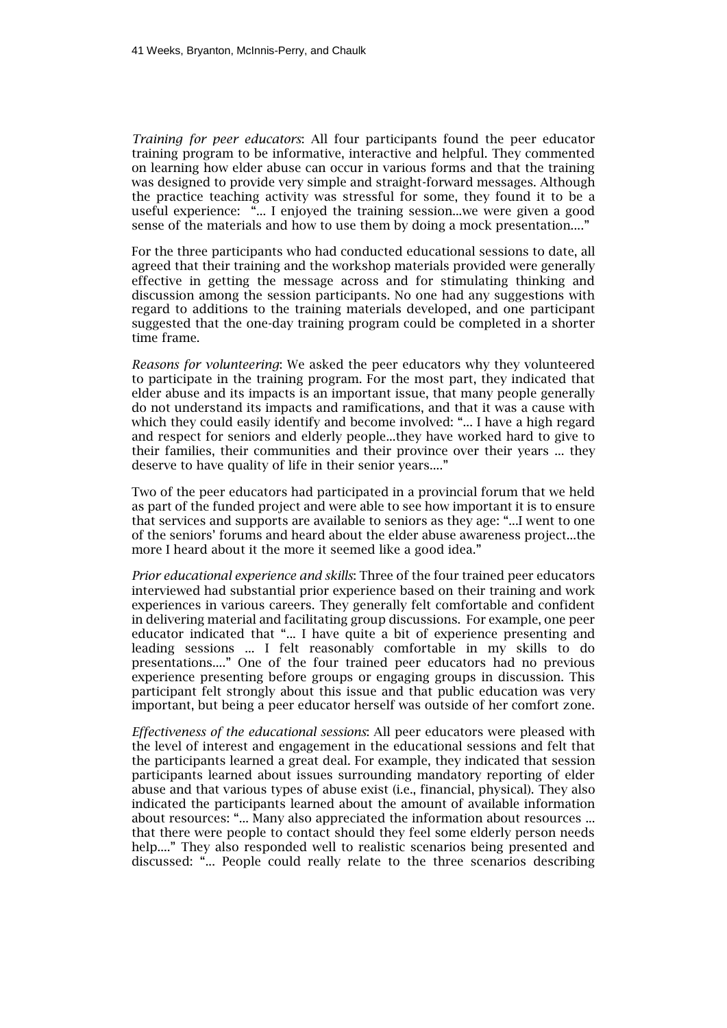*Training for peer educators*: All four participants found the peer educator training program to be informative, interactive and helpful. They commented on learning how elder abuse can occur in various forms and that the training was designed to provide very simple and straight-forward messages. Although the practice teaching activity was stressful for some, they found it to be a useful experience: "... I enjoyed the training session...we were given a good sense of the materials and how to use them by doing a mock presentation...."

For the three participants who had conducted educational sessions to date, all agreed that their training and the workshop materials provided were generally effective in getting the message across and for stimulating thinking and discussion among the session participants. No one had any suggestions with regard to additions to the training materials developed, and one participant suggested that the one-day training program could be completed in a shorter time frame.

*Reasons for volunteering*: We asked the peer educators why they volunteered to participate in the training program. For the most part, they indicated that elder abuse and its impacts is an important issue, that many people generally do not understand its impacts and ramifications, and that it was a cause with which they could easily identify and become involved: "... I have a high regard and respect for seniors and elderly people...they have worked hard to give to their families, their communities and their province over their years ... they deserve to have quality of life in their senior years...."

Two of the peer educators had participated in a provincial forum that we held as part of the funded project and were able to see how important it is to ensure that services and supports are available to seniors as they age: "...I went to one of the seniors' forums and heard about the elder abuse awareness project...the more I heard about it the more it seemed like a good idea."

*Prior educational experience and skills*: Three of the four trained peer educators interviewed had substantial prior experience based on their training and work experiences in various careers. They generally felt comfortable and confident in delivering material and facilitating group discussions. For example, one peer educator indicated that "... I have quite a bit of experience presenting and leading sessions ... I felt reasonably comfortable in my skills to do presentations...." One of the four trained peer educators had no previous experience presenting before groups or engaging groups in discussion. This participant felt strongly about this issue and that public education was very important, but being a peer educator herself was outside of her comfort zone.

*Effectiveness of the educational sessions*: All peer educators were pleased with the level of interest and engagement in the educational sessions and felt that the participants learned a great deal. For example, they indicated that session participants learned about issues surrounding mandatory reporting of elder abuse and that various types of abuse exist (i.e., financial, physical). They also indicated the participants learned about the amount of available information about resources: "... Many also appreciated the information about resources ... that there were people to contact should they feel some elderly person needs help...." They also responded well to realistic scenarios being presented and discussed: "... People could really relate to the three scenarios describing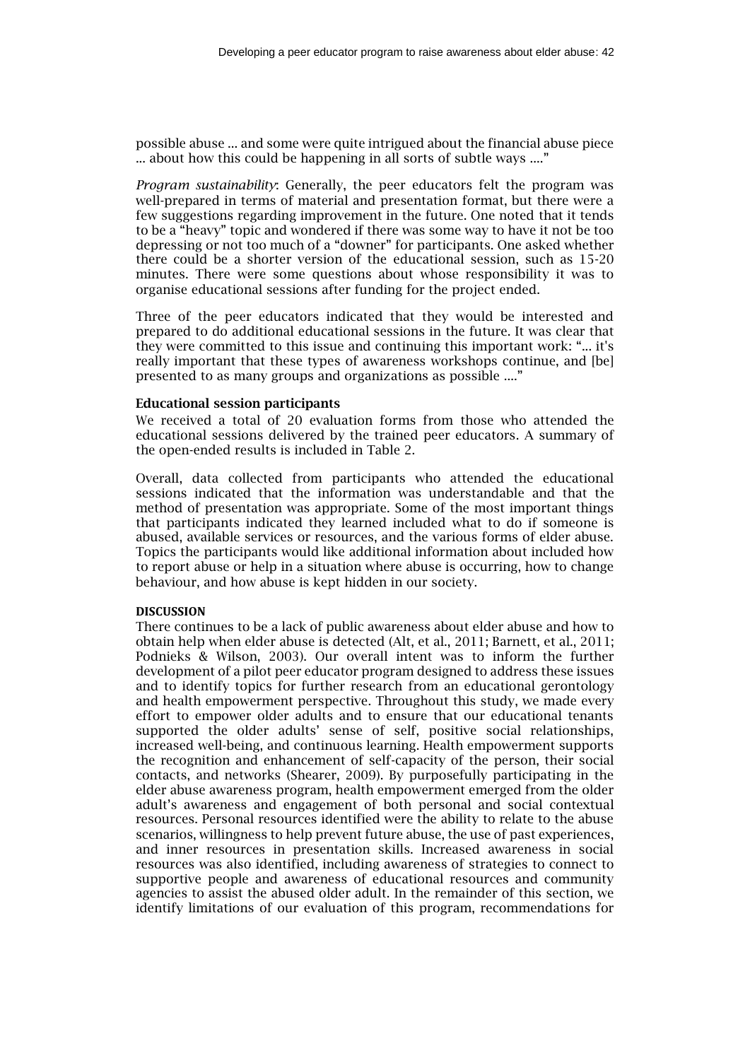possible abuse ... and some were quite intrigued about the financial abuse piece ... about how this could be happening in all sorts of subtle ways ...."

*Program sustainability*: Generally, the peer educators felt the program was well-prepared in terms of material and presentation format, but there were a few suggestions regarding improvement in the future. One noted that it tends to be a "heavy" topic and wondered if there was some way to have it not be too depressing or not too much of a "downer" for participants. One asked whether there could be a shorter version of the educational session, such as 15-20 minutes. There were some questions about whose responsibility it was to organise educational sessions after funding for the project ended.

Three of the peer educators indicated that they would be interested and prepared to do additional educational sessions in the future. It was clear that they were committed to this issue and continuing this important work: "... it's really important that these types of awareness workshops continue, and [be] presented to as many groups and organizations as possible ...."

**Educational session participants**

We received a total of 20 evaluation forms from those who attended the educational sessions delivered by the trained peer educators. A summary of the open-ended results is included in Table 2.

Overall, data collected from participants who attended the educational sessions indicated that the information was understandable and that the method of presentation was appropriate. Some of the most important things that participants indicated they learned included what to do if someone is abused, available services or resources, and the various forms of elder abuse. Topics the participants would like additional information about included how to report abuse or help in a situation where abuse is occurring, how to change behaviour, and how abuse is kept hidden in our society.

## DISCUSSION

There continues to be a lack of public awareness about elder abuse and how to obtain help when elder abuse is detected (Alt, et al., 2011; Barnett, et al., 2011; Podnieks & Wilson, 2003). Our overall intent was to inform the further development of a pilot peer educator program designed to address these issues and to identify topics for further research from an educational gerontology and health empowerment perspective. Throughout this study, we made every effort to empower older adults and to ensure that our educational tenants supported the older adults' sense of self, positive social relationships, increased well-being, and continuous learning. Health empowerment supports the recognition and enhancement of self-capacity of the person, their social contacts, and networks (Shearer, 2009). By purposefully participating in the elder abuse awareness program, health empowerment emerged from the older adult's awareness and engagement of both personal and social contextual resources. Personal resources identified were the ability to relate to the abuse scenarios, willingness to help prevent future abuse, the use of past experiences, and inner resources in presentation skills. Increased awareness in social resources was also identified, including awareness of strategies to connect to supportive people and awareness of educational resources and community agencies to assist the abused older adult. In the remainder of this section, we identify limitations of our evaluation of this program, recommendations for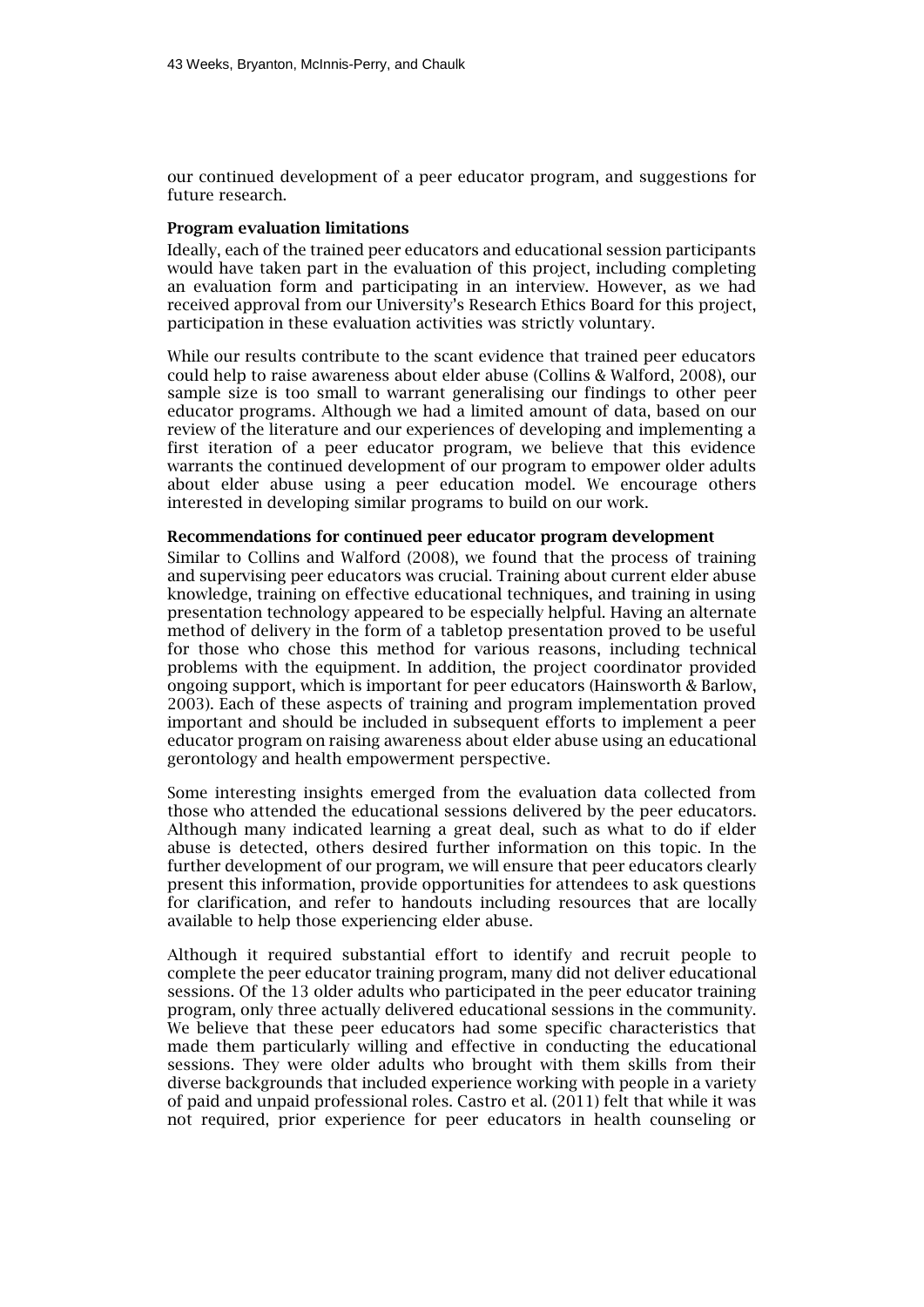our continued development of a peer educator program, and suggestions for future research.

### Program evaluation limitations

Ideally, each of the trained peer educators and educational session participants would have taken part in the evaluation of this project, including completing an evaluation form and participating in an interview. However, as we had received approval from our University's Research Ethics Board for this project, participation in these evaluation activities was strictly voluntary.

While our results contribute to the scant evidence that trained peer educators could help to raise awareness about elder abuse (Collins & Walford, 2008), our sample size is too small to warrant generalising our findings to other peer educator programs. Although we had a limited amount of data, based on our review of the literature and our experiences of developing and implementing a first iteration of a peer educator program, we believe that this evidence warrants the continued development of our program to empower older adults about elder abuse using a peer education model. We encourage others interested in developing similar programs to build on our work.

### Recommendations for continued peer educator program development

Similar to Collins and Walford (2008), we found that the process of training and supervising peer educators was crucial. Training about current elder abuse knowledge, training on effective educational techniques, and training in using presentation technology appeared to be especially helpful. Having an alternate method of delivery in the form of a tabletop presentation proved to be useful for those who chose this method for various reasons, including technical problems with the equipment. In addition, the project coordinator provided ongoing support, which is important for peer educators (Hainsworth & Barlow, 2003). Each of these aspects of training and program implementation proved important and should be included in subsequent efforts to implement a peer educator program on raising awareness about elder abuse using an educational gerontology and health empowerment perspective.

Some interesting insights emerged from the evaluation data collected from those who attended the educational sessions delivered by the peer educators. Although many indicated learning a great deal, such as what to do if elder abuse is detected, others desired further information on this topic. In the further development of our program, we will ensure that peer educators clearly present this information, provide opportunities for attendees to ask questions for clarification, and refer to handouts including resources that are locally available to help those experiencing elder abuse.

Although it required substantial effort to identify and recruit people to complete the peer educator training program, many did not deliver educational sessions. Of the 13 older adults who participated in the peer educator training program, only three actually delivered educational sessions in the community. We believe that these peer educators had some specific characteristics that made them particularly willing and effective in conducting the educational sessions. They were older adults who brought with them skills from their diverse backgrounds that included experience working with people in a variety of paid and unpaid professional roles. Castro et al. (2011) felt that while it was not required, prior experience for peer educators in health counseling or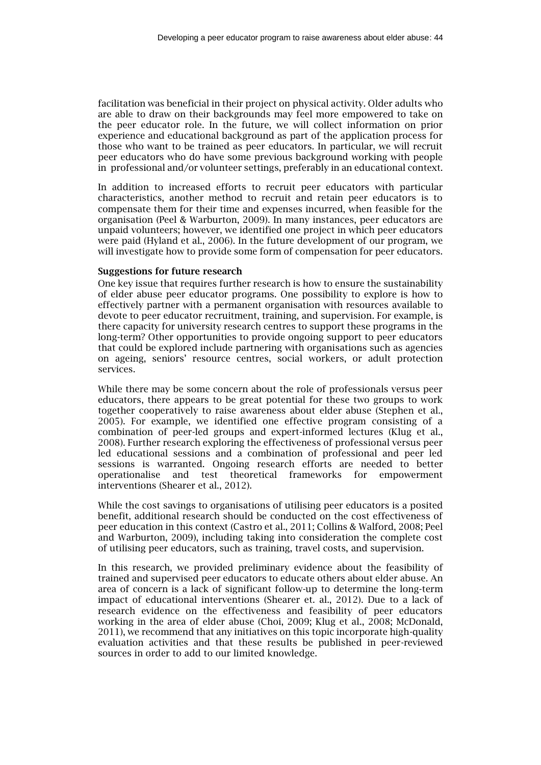facilitation was beneficial in their project on physical activity. Older adults who are able to draw on their backgrounds may feel more empowered to take on the peer educator role. In the future, we will collect information on prior experience and educational background as part of the application process for those who want to be trained as peer educators. In particular, we will recruit peer educators who do have some previous background working with people in professional and/or volunteer settings, preferably in an educational context.

In addition to increased efforts to recruit peer educators with particular characteristics, another method to recruit and retain peer educators is to compensate them for their time and expenses incurred, when feasible for the organisation (Peel & Warburton, 2009). In many instances, peer educators are unpaid volunteers; however, we identified one project in which peer educators were paid (Hyland et al., 2006). In the future development of our program, we will investigate how to provide some form of compensation for peer educators.

**Suggestions for future research**

One key issue that requires further research is how to ensure the sustainability of elder abuse peer educator programs. One possibility to explore is how to effectively partner with a permanent organisation with resources available to devote to peer educator recruitment, training, and supervision. For example, is there capacity for university research centres to support these programs in the long-term? Other opportunities to provide ongoing support to peer educators that could be explored include partnering with organisations such as agencies on ageing, seniors' resource centres, social workers, or adult protection services.

While there may be some concern about the role of professionals versus peer educators, there appears to be great potential for these two groups to work together cooperatively to raise awareness about elder abuse (Stephen et al., 2005). For example, we identified one effective program consisting of a combination of peer-led groups and expert-informed lectures (Klug et al., 2008). Further research exploring the effectiveness of professional versus peer led educational sessions and a combination of professional and peer led sessions is warranted. Ongoing research efforts are needed to better operationalise and test theoretical frameworks for empowerment interventions (Shearer et al., 2012).

While the cost savings to organisations of utilising peer educators is a posited benefit, additional research should be conducted on the cost effectiveness of peer education in this context (Castro et al., 2011; Collins & Walford, 2008; Peel and Warburton, 2009), including taking into consideration the complete cost of utilising peer educators, such as training, travel costs, and supervision.

In this research, we provided preliminary evidence about the feasibility of trained and supervised peer educators to educate others about elder abuse. An area of concern is a lack of significant follow-up to determine the long-term impact of educational interventions (Shearer et. al., 2012). Due to a lack of research evidence on the effectiveness and feasibility of peer educators working in the area of elder abuse (Choi, 2009; Klug et al., 2008; McDonald, 2011), we recommend that any initiatives on this topic incorporate high-quality evaluation activities and that these results be published in peer-reviewed sources in order to add to our limited knowledge.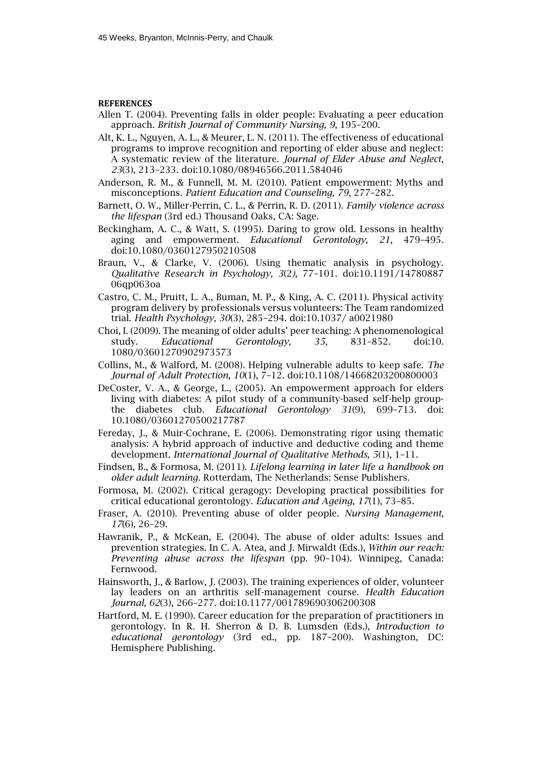**REFERENCES**

Allen T. (2004). Preventing falls in older people: Evaluating a peer education approach. *British Journal of Community Nursing, 9*, 195–200.

Alt, K. L., Nguyen, A. L., & Meurer, L. N. (2011). The effectiveness of educational programs to improve recognition and reporting of elder abuse and neglect: A systematic review of the literature. *Journal of Elder Abuse and Neglect*, *23*(3), 213–233. doi:10.1080/08946566.2011.584046

Anderson, R. M., & Funnell, M. M. (2010). Patient empowerment: Myths and misconceptions. *Patient Education and Counseling, 79*, 277–282.

Barnett, O. W., Miller-Perrin, C. L., & Perrin, R. D. (2011). *Family violence across the lifespan* (3rd ed.) Thousand Oaks, CA: Sage.

Beckingham, A. C., & Watt, S. (1995). Daring to grow old. Lessons in healthy aging and empowerment. *Educational Gerontology, 21*, 479–495. doi:10.1080/0360127950210508

Braun, V., & Clarke, V. (2006). Using thematic analysis in psychology. *Qualitative Research in Psychology, 3*(2), 77–101. doi:10.1191/1478088706qp063oa

Castro, C. M., Pruitt, L. A., Buman, M. P., & King, A. C. (2011). Physical activity program delivery by professionals versus volunteers: The Team randomized trial. *Health Psychology, 30*(3), 285–294. doi:10.1037/ a0021980

Choi, I. (2009). The meaning of older adults' peer teaching: A phenomenological study. *Educational Gerontology, 35*, 831–852. doi:10.1080/03601270902973573

Collins, M., & Walford, M. (2008). Helping vulnerable adults to keep safe. *The Journal of Adult Protection, 10*(1), 7–12. doi:10.1108/14668203200800003

DeCoster, V. A., & George, L., (2005). An empowerment approach for elders living with diabetes: A pilot study of a community-based self-help group-the diabetes club. *Educational Gerontology 31*(9), 699–713. doi: 10.1080/03601270500217787

Fereday, J., & Muir-Cochrane, E. (2006). Demonstrating rigor using thematic analysis: A hybrid approach of inductive and deductive coding and theme development. *International Journal of Qualitative Methods, 5*(1), 1–11.

Findsen, B., & Formosa, M. (2011). *Lifelong learning in later life a handbook on older adult learning.* Rotterdam, The Netherlands: Sense Publishers.

Formosa, M. (2002). Critical geragogy: Developing practical possibilities for critical educational gerontology. *Education and Ageing*, *17*(1), 73–85.

Fraser, A. (2010). Preventing abuse of older people. *Nursing Management, 17*(6), 26–29.

Hawranik, P., & McKean, E. (2004). The abuse of older adults: Issues and prevention strategies. In C. A. Atea, and J. Mirwaldt (Eds.), *Within our reach: Preventing abuse across the lifespan* (pp. 90–104). Winnipeg, Canada: Fernwood.

Hainsworth, J., & Barlow, J. (2003). The training experiences of older, volunteer lay leaders on an arthritis self-management course. *Health Education Journal, 62*(3), 266–277. doi:10.1177/001789690306200308

Hartford, M. E. (1990). Career education for the preparation of practitioners in gerontology. In R. H. Sherron & D. B. Lumsden (Eds.), *Introduction to educational gerontology* (3rd ed., pp. 187–200). Washington, DC: Hemisphere Publishing.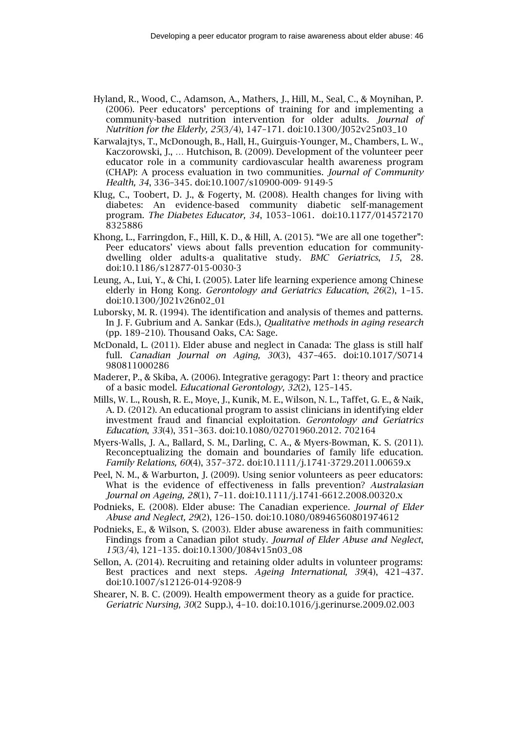Hyland, R., Wood, C., Adamson, A., Mathers, J., Hill, M., Seal, C., & Moynihan, P. (2006). Peer educators' perceptions of training for and implementing a community-based nutrition intervention for older adults. *Journal of Nutrition for the Elderly, 25*(3/4), 147–171. doi:10.1300/J052v25n03_10

Karwalajtys, T., McDonough, B., Hall, H., Guirguis-Younger, M., Chambers, L. W., Kaczorowski, J., … Hutchison, B. (2009). Development of the volunteer peer educator role in a community cardiovascular health awareness program (CHAP): A process evaluation in two communities. *Journal of Community Health, 34*, 336–345. doi:10.1007/s10900-009- 9149-5

Klug, C., Toobert, D. J., & Fogerty, M. (2008). Health changes for living with diabetes: An evidence-based community diabetic self-management program. *The Diabetes Educator, 34*, 1053–1061. doi:10.1177/014572170 8325886

Khong, L., Farringdon, F., Hill, K. D., & Hill, A. (2015). "We are all one together": Peer educators' views about falls prevention education for community-dwelling older adults-a qualitative study. *BMC Geriatrics*, *15*, 28. doi:10.1186/s12877-015-0030-3

Leung, A., Lui, Y., & Chi, I. (2005). Later life learning experience among Chinese elderly in Hong Kong. *Gerontology and Geriatrics Education*, *26*(2), 1–15. doi:10.1300/J021v26n02_01

Luborsky, M. R. (1994). The identification and analysis of themes and patterns. In J. F. Gubrium and A. Sankar (Eds.), *Qualitative methods in aging research* (pp. 189–210). Thousand Oaks, CA: Sage.

McDonald, L. (2011). Elder abuse and neglect in Canada: The glass is still half full. *Canadian Journal on Aging, 30*(3), 437–465. doi:10.1017/S0714 980811000286

Maderer, P., & Skiba, A. (2006). Integrative geragogy: Part 1: theory and practice of a basic model. *Educational Gerontology, 32*(2), 125–145.

Mills, W. L., Roush, R. E., Moye, J., Kunik, M. E., Wilson, N. L., Taffet, G. E., & Naik, A. D. (2012). An educational program to assist clinicians in identifying elder investment fraud and financial exploitation. *Gerontology and Geriatrics Education*, *33*(4), 351–363. doi:10.1080/02701960.2012. 702164

Myers-Walls, J. A., Ballard, S. M., Darling, C. A., & Myers-Bowman, K. S. (2011). Reconceptualizing the domain and boundaries of family life education. *Family Relations, 60*(4), 357–372. doi:10.1111/j.1741-3729.2011.00659.x

Peel, N. M., & Warburton, J. (2009). Using senior volunteers as peer educators: What is the evidence of effectiveness in falls prevention? *Australasian Journal on Ageing, 28*(1), 7–11. doi:10.1111/j.1741-6612.2008.00320.x

Podnieks, E. (2008). Elder abuse: The Canadian experience. *Journal of Elder Abuse and Neglect, 29*(2), 126–150. doi:10.1080/08946560801974612

Podnieks, E., & Wilson, S. (2003). Elder abuse awareness in faith communities: Findings from a Canadian pilot study. *Journal of Elder Abuse and Neglect*, *15*(3/4), 121–135. doi:10.1300/J084v15n03_08

Sellon, A. (2014). Recruiting and retaining older adults in volunteer programs: Best practices and next steps. *Ageing International, 39*(4), 421–437. doi:10.1007/s12126-014-9208-9

Shearer, N. B. C. (2009). Health empowerment theory as a guide for practice. *Geriatric Nursing, 30*(2 Supp.), 4–10. doi:10.1016/j.gerinurse.2009.02.003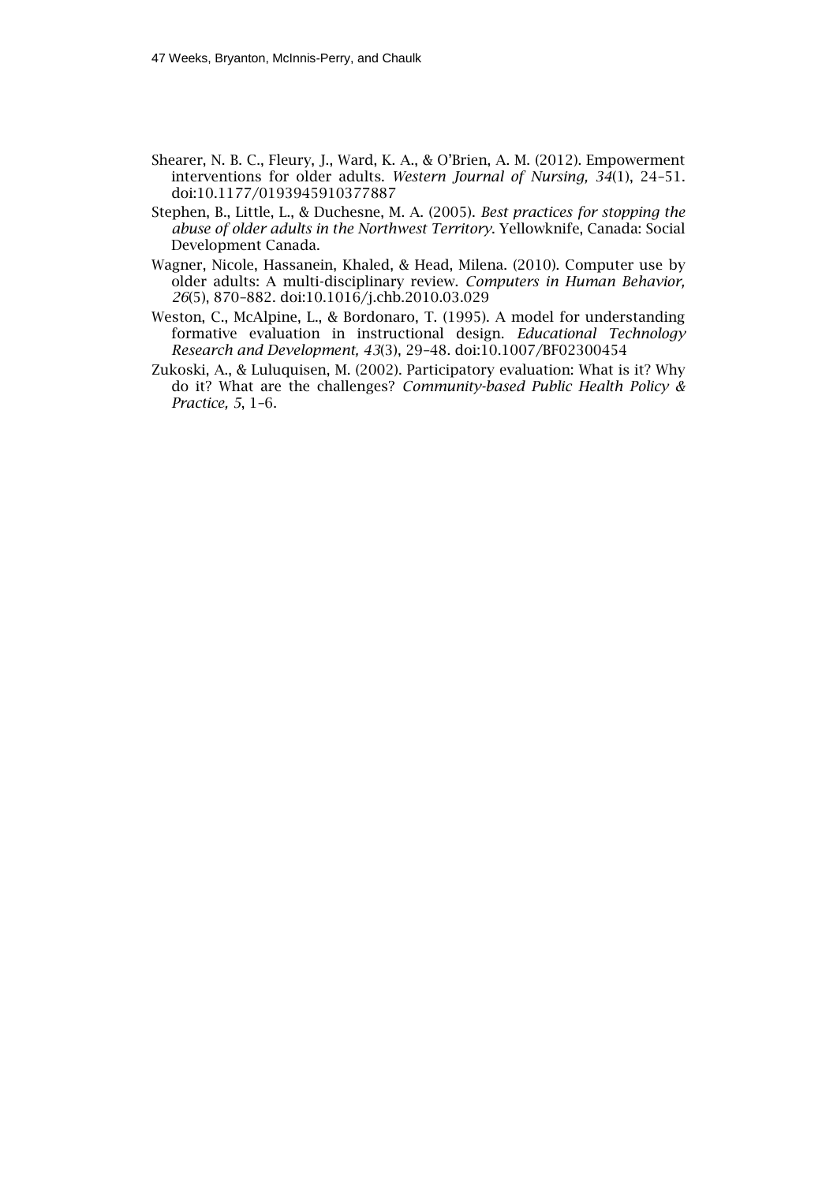Shearer, N. B. C., Fleury, J., Ward, K. A., & O'Brien, A. M. (2012). Empowerment interventions for older adults. *Western Journal of Nursing, 34*(1), 24–51. doi:10.1177/0193945910377887

Stephen, B., Little, L., & Duchesne, M. A. (2005). *Best practices for stopping the abuse of older adults in the Northwest Territory.* Yellowknife, Canada: Social Development Canada.

Wagner, Nicole, Hassanein, Khaled, & Head, Milena. (2010). Computer use by older adults: A multi-disciplinary review. *Computers in Human Behavior, 26*(5), 870–882. doi:10.1016/j.chb.2010.03.029

Weston, C., McAlpine, L., & Bordonaro, T. (1995). A model for understanding formative evaluation in instructional design. *Educational Technology Research and Development, 43*(3), 29–48. doi:10.1007/BF02300454

Zukoski, A., & Luluquisen, M. (2002). Participatory evaluation: What is it? Why do it? What are the challenges? *Community-based Public Health Policy & Practice, 5*, 1–6.